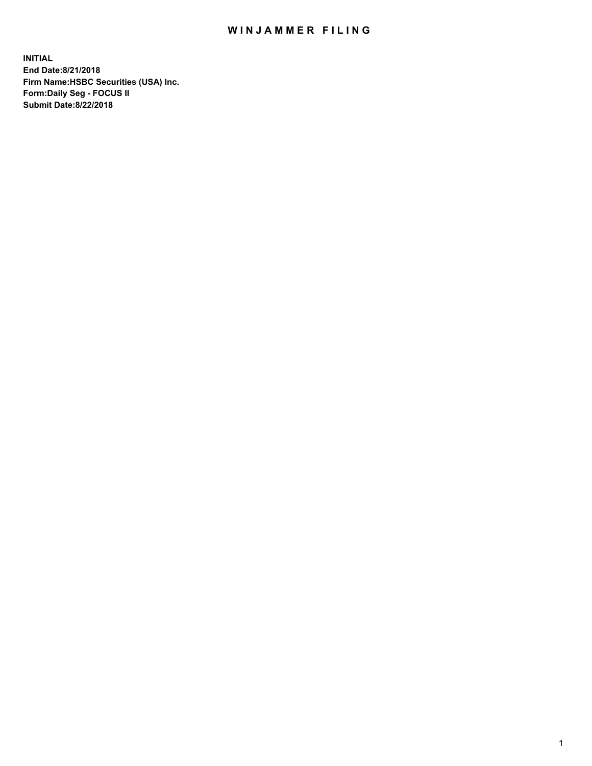# WINJAMMER FILING

**INITIAL**
**End Date:8/21/2018**
**Firm Name:HSBC Securities (USA) Inc.**
**Form:Daily Seg - FOCUS II**
**Submit Date:8/22/2018**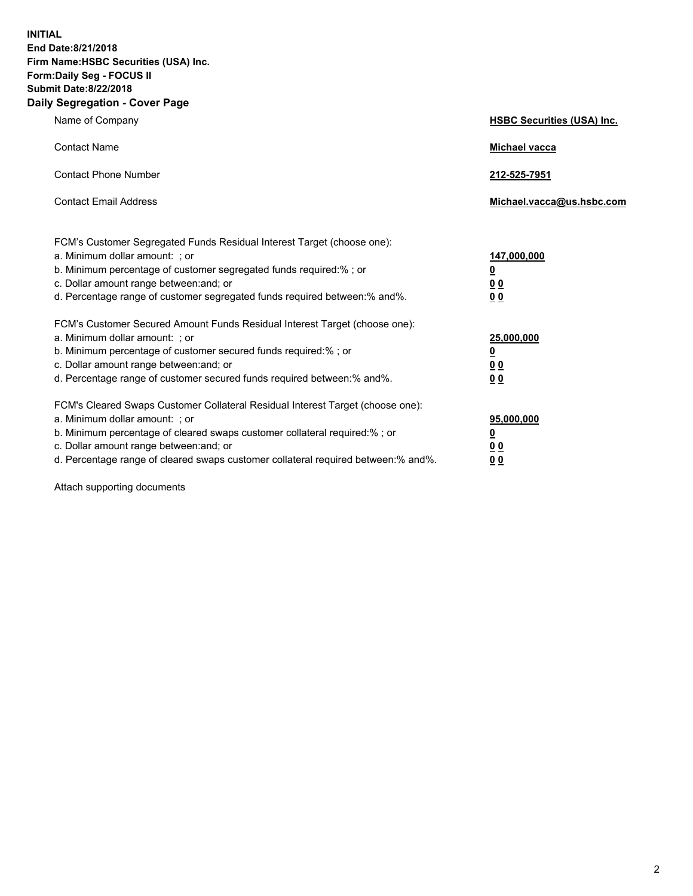**INITIAL**
**End Date:8/21/2018**
**Firm Name:HSBC Securities (USA) Inc.**
**Form:Daily Seg - FOCUS II**
**Submit Date:8/22/2018**

## Daily Segregation - Cover Page

| | |
|---|---|
| Name of Company | **HSBC Securities (USA) Inc.** |
| Contact Name | **Michael vacca** |
| Contact Phone Number | **212-525-7951** |
| Contact Email Address | **Michael.vacca@us.hsbc.com** |

| | |
|---|---|
| FCM's Customer Segregated Funds Residual Interest Target (choose one): | |
| a. Minimum dollar amount: ; or | **147,000,000** |
| b. Minimum percentage of customer segregated funds required:% ; or | **0** |
| c. Dollar amount range between:and; or | **0 0** |
| d. Percentage range of customer segregated funds required between:% and%. | **0 0** |
| FCM's Customer Secured Amount Funds Residual Interest Target (choose one): | |
| a. Minimum dollar amount: ; or | **25,000,000** |
| b. Minimum percentage of customer secured funds required:% ; or | **0** |
| c. Dollar amount range between:and; or | **0 0** |
| d. Percentage range of customer secured funds required between:% and%. | **0 0** |
| FCM's Cleared Swaps Customer Collateral Residual Interest Target (choose one): | |
| a. Minimum dollar amount: ; or | **95,000,000** |
| b. Minimum percentage of cleared swaps customer collateral required:% ; or | **0** |
| c. Dollar amount range between:and; or | **0 0** |
| d. Percentage range of cleared swaps customer collateral required between:% and%. | **0 0** |

Attach supporting documents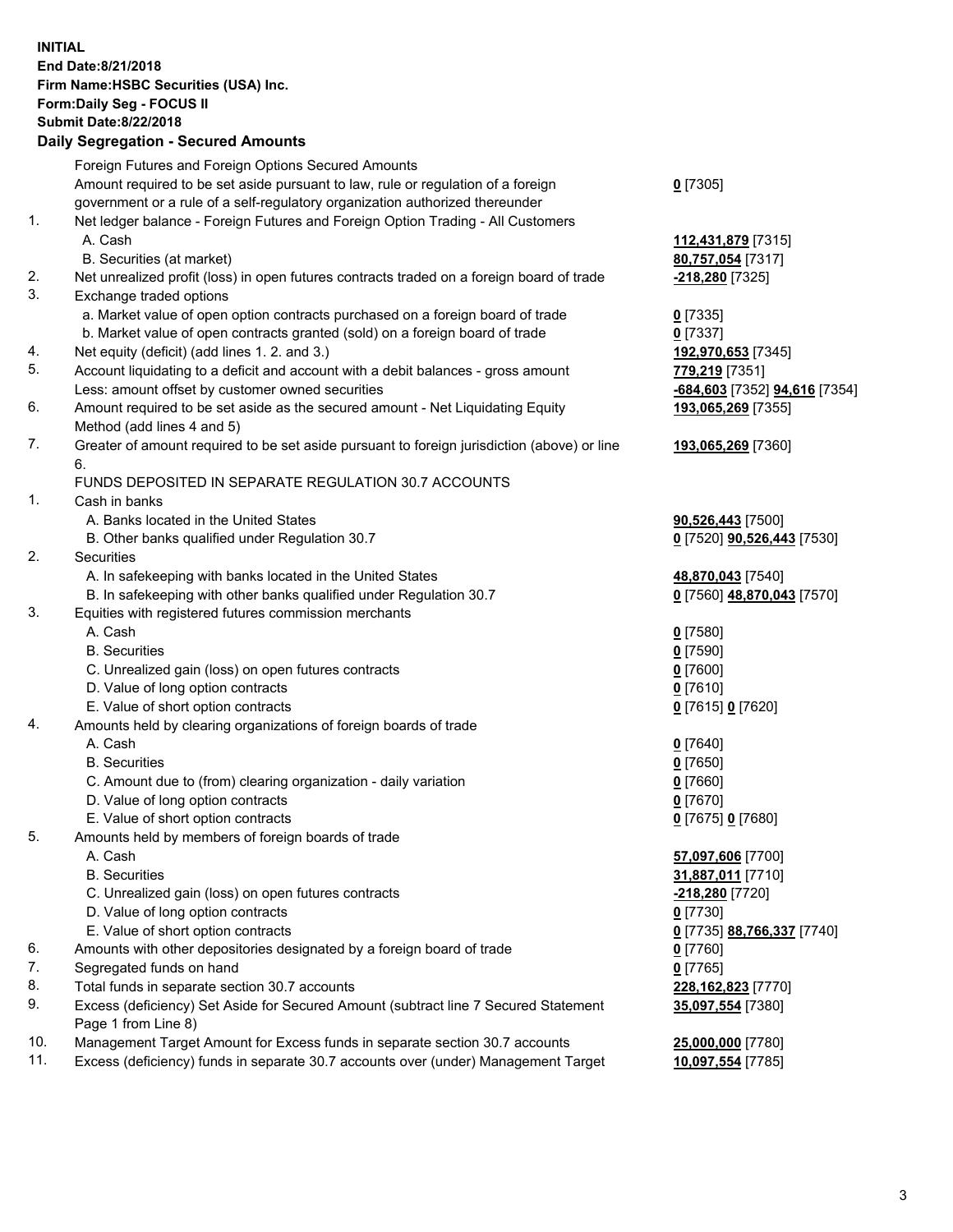**INITIAL**
**End Date:8/21/2018**
**Firm Name:HSBC Securities (USA) Inc.**
**Form:Daily Seg - FOCUS II**
**Submit Date:8/22/2018**

## Daily Segregation - Secured Amounts

| | | |
|---|---|---|
| | Foreign Futures and Foreign Options Secured Amounts | |
| | Amount required to be set aside pursuant to law, rule or regulation of a foreign government or a rule of a self-regulatory organization authorized thereunder | **0** [7305] |
| 1. | Net ledger balance - Foreign Futures and Foreign Option Trading - All Customers | |
| | A. Cash | **112,431,879** [7315] |
| | B. Securities (at market) | **80,757,054** [7317] |
| 2. | Net unrealized profit (loss) in open futures contracts traded on a foreign board of trade | **-218,280** [7325] |
| 3. | Exchange traded options | |
| | a. Market value of open option contracts purchased on a foreign board of trade | **0** [7335] |
| | b. Market value of open contracts granted (sold) on a foreign board of trade | **0** [7337] |
| 4. | Net equity (deficit) (add lines 1. 2. and 3.) | **192,970,653** [7345] |
| 5. | Account liquidating to a deficit and account with a debit balances - gross amount | **779,219** [7351] |
| | Less: amount offset by customer owned securities | **-684,603** [7352] **94,616** [7354] |
| 6. | Amount required to be set aside as the secured amount - Net Liquidating Equity Method (add lines 4 and 5) | **193,065,269** [7355] |
| 7. | Greater of amount required to be set aside pursuant to foreign jurisdiction (above) or line 6. | **193,065,269** [7360] |
| | FUNDS DEPOSITED IN SEPARATE REGULATION 30.7 ACCOUNTS | |
| 1. | Cash in banks | |
| | A. Banks located in the United States | **90,526,443** [7500] |
| | B. Other banks qualified under Regulation 30.7 | **0** [7520] **90,526,443** [7530] |
| 2. | Securities | |
| | A. In safekeeping with banks located in the United States | **48,870,043** [7540] |
| | B. In safekeeping with other banks qualified under Regulation 30.7 | **0** [7560] **48,870,043** [7570] |
| 3. | Equities with registered futures commission merchants | |
| | A. Cash | **0** [7580] |
| | B. Securities | **0** [7590] |
| | C. Unrealized gain (loss) on open futures contracts | **0** [7600] |
| | D. Value of long option contracts | **0** [7610] |
| | E. Value of short option contracts | **0** [7615] **0** [7620] |
| 4. | Amounts held by clearing organizations of foreign boards of trade | |
| | A. Cash | **0** [7640] |
| | B. Securities | **0** [7650] |
| | C. Amount due to (from) clearing organization - daily variation | **0** [7660] |
| | D. Value of long option contracts | **0** [7670] |
| | E. Value of short option contracts | **0** [7675] **0** [7680] |
| 5. | Amounts held by members of foreign boards of trade | |
| | A. Cash | **57,097,606** [7700] |
| | B. Securities | **31,887,011** [7710] |
| | C. Unrealized gain (loss) on open futures contracts | **-218,280** [7720] |
| | D. Value of long option contracts | **0** [7730] |
| | E. Value of short option contracts | **0** [7735] **88,766,337** [7740] |
| 6. | Amounts with other depositories designated by a foreign board of trade | **0** [7760] |
| 7. | Segregated funds on hand | **0** [7765] |
| 8. | Total funds in separate section 30.7 accounts | **228,162,823** [7770] |
| 9. | Excess (deficiency) Set Aside for Secured Amount (subtract line 7 Secured Statement Page 1 from Line 8) | **35,097,554** [7380] |
| 10. | Management Target Amount for Excess funds in separate section 30.7 accounts | **25,000,000** [7780] |
| 11. | Excess (deficiency) funds in separate 30.7 accounts over (under) Management Target | **10,097,554** [7785] |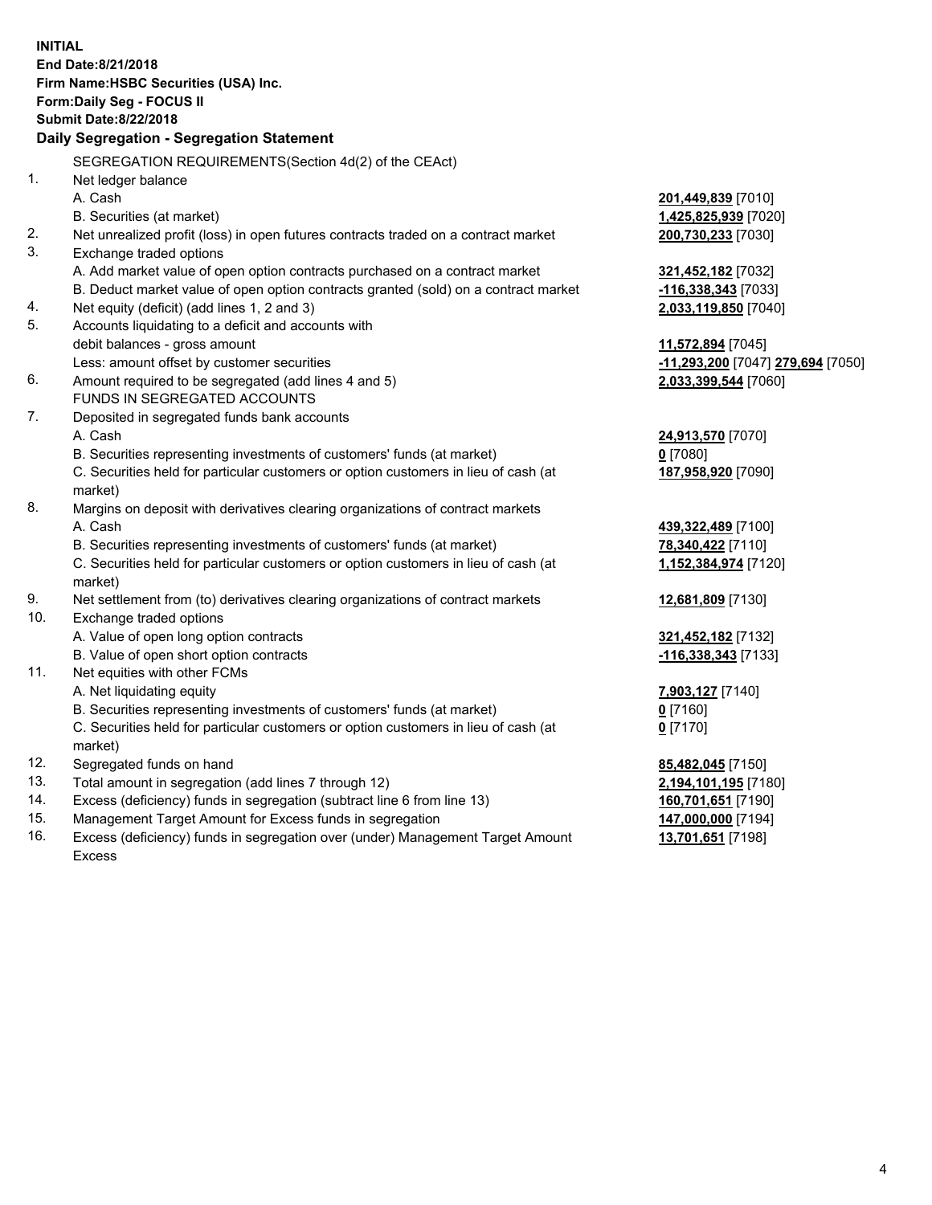**INITIAL**
**End Date:8/21/2018**
**Firm Name:HSBC Securities (USA) Inc.**
**Form:Daily Seg - FOCUS II**
**Submit Date:8/22/2018**

## Daily Segregation - Segregation Statement

SEGREGATION REQUIREMENTS(Section 4d(2) of the CEAct)

| | | |
|---|---|---|
| 1. | Net ledger balance | |
| | A. Cash | **201,449,839** [7010] |
| | B. Securities (at market) | **1,425,825,939** [7020] |
| 2. | Net unrealized profit (loss) in open futures contracts traded on a contract market | **200,730,233** [7030] |
| 3. | Exchange traded options | |
| | A. Add market value of open option contracts purchased on a contract market | **321,452,182** [7032] |
| | B. Deduct market value of open option contracts granted (sold) on a contract market | **-116,338,343** [7033] |
| 4. | Net equity (deficit) (add lines 1, 2 and 3) | **2,033,119,850** [7040] |
| 5. | Accounts liquidating to a deficit and accounts with | |
| | debit balances - gross amount | **11,572,894** [7045] |
| | Less: amount offset by customer securities | **-11,293,200** [7047] **279,694** [7050] |
| 6. | Amount required to be segregated (add lines 4 and 5) | **2,033,399,544** [7060] |
| | FUNDS IN SEGREGATED ACCOUNTS | |
| 7. | Deposited in segregated funds bank accounts | |
| | A. Cash | **24,913,570** [7070] |
| | B. Securities representing investments of customers' funds (at market) | **0** [7080] |
| | C. Securities held for particular customers or option customers in lieu of cash (at market) | **187,958,920** [7090] |
| 8. | Margins on deposit with derivatives clearing organizations of contract markets | |
| | A. Cash | **439,322,489** [7100] |
| | B. Securities representing investments of customers' funds (at market) | **78,340,422** [7110] |
| | C. Securities held for particular customers or option customers in lieu of cash (at market) | **1,152,384,974** [7120] |
| 9. | Net settlement from (to) derivatives clearing organizations of contract markets | **12,681,809** [7130] |
| 10. | Exchange traded options | |
| | A. Value of open long option contracts | **321,452,182** [7132] |
| | B. Value of open short option contracts | **-116,338,343** [7133] |
| 11. | Net equities with other FCMs | |
| | A. Net liquidating equity | **7,903,127** [7140] |
| | B. Securities representing investments of customers' funds (at market) | **0** [7160] |
| | C. Securities held for particular customers or option customers in lieu of cash (at market) | **0** [7170] |
| 12. | Segregated funds on hand | **85,482,045** [7150] |
| 13. | Total amount in segregation (add lines 7 through 12) | **2,194,101,195** [7180] |
| 14. | Excess (deficiency) funds in segregation (subtract line 6 from line 13) | **160,701,651** [7190] |
| 15. | Management Target Amount for Excess funds in segregation | **147,000,000** [7194] |
| 16. | Excess (deficiency) funds in segregation over (under) Management Target Amount Excess | **13,701,651** [7198] |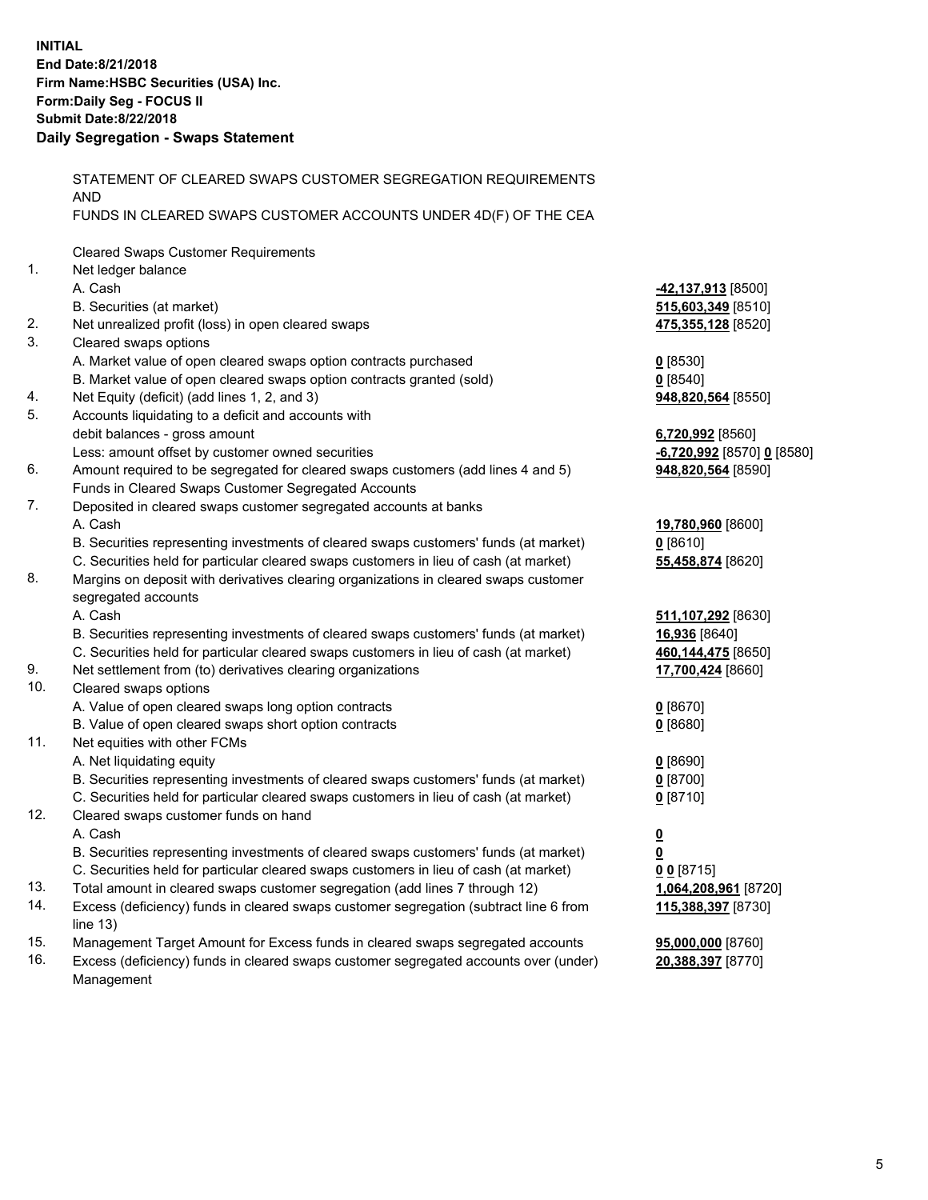**INITIAL**
**End Date:8/21/2018**
**Firm Name:HSBC Securities (USA) Inc.**
**Form:Daily Seg - FOCUS II**
**Submit Date:8/22/2018**
**Daily Segregation - Swaps Statement**

STATEMENT OF CLEARED SWAPS CUSTOMER SEGREGATION REQUIREMENTS AND FUNDS IN CLEARED SWAPS CUSTOMER ACCOUNTS UNDER 4D(F) OF THE CEA

| | | |
|---|---|---|
| | Cleared Swaps Customer Requirements | |
| 1. | Net ledger balance | |
| | A. Cash | **-42,137,913** [8500] |
| | B. Securities (at market) | **515,603,349** [8510] |
| 2. | Net unrealized profit (loss) in open cleared swaps | **475,355,128** [8520] |
| 3. | Cleared swaps options | |
| | A. Market value of open cleared swaps option contracts purchased | **0** [8530] |
| | B. Market value of open cleared swaps option contracts granted (sold) | **0** [8540] |
| 4. | Net Equity (deficit) (add lines 1, 2, and 3) | **948,820,564** [8550] |
| 5. | Accounts liquidating to a deficit and accounts with debit balances - gross amount | **6,720,992** [8560] |
| | Less: amount offset by customer owned securities | **-6,720,992** [8570] **0** [8580] |
| 6. | Amount required to be segregated for cleared swaps customers (add lines 4 and 5) | **948,820,564** [8590] |
| | Funds in Cleared Swaps Customer Segregated Accounts | |
| 7. | Deposited in cleared swaps customer segregated accounts at banks | |
| | A. Cash | **19,780,960** [8600] |
| | B. Securities representing investments of cleared swaps customers' funds (at market) | **0** [8610] |
| | C. Securities held for particular cleared swaps customers in lieu of cash (at market) | **55,458,874** [8620] |
| 8. | Margins on deposit with derivatives clearing organizations in cleared swaps customer segregated accounts | |
| | A. Cash | **511,107,292** [8630] |
| | B. Securities representing investments of cleared swaps customers' funds (at market) | **16,936** [8640] |
| | C. Securities held for particular cleared swaps customers in lieu of cash (at market) | **460,144,475** [8650] |
| 9. | Net settlement from (to) derivatives clearing organizations | **17,700,424** [8660] |
| 10. | Cleared swaps options | |
| | A. Value of open cleared swaps long option contracts | **0** [8670] |
| | B. Value of open cleared swaps short option contracts | **0** [8680] |
| 11. | Net equities with other FCMs | |
| | A. Net liquidating equity | **0** [8690] |
| | B. Securities representing investments of cleared swaps customers' funds (at market) | **0** [8700] |
| | C. Securities held for particular cleared swaps customers in lieu of cash (at market) | **0** [8710] |
| 12. | Cleared swaps customer funds on hand | |
| | A. Cash | **0** |
| | B. Securities representing investments of cleared swaps customers' funds (at market) | **0** |
| | C. Securities held for particular cleared swaps customers in lieu of cash (at market) | **0** **0** [8715] |
| 13. | Total amount in cleared swaps customer segregation (add lines 7 through 12) | **1,064,208,961** [8720] |
| 14. | Excess (deficiency) funds in cleared swaps customer segregation (subtract line 6 from line 13) | **115,388,397** [8730] |
| 15. | Management Target Amount for Excess funds in cleared swaps segregated accounts | **95,000,000** [8760] |
| 16. | Excess (deficiency) funds in cleared swaps customer segregated accounts over (under) Management | **20,388,397** [8770] |